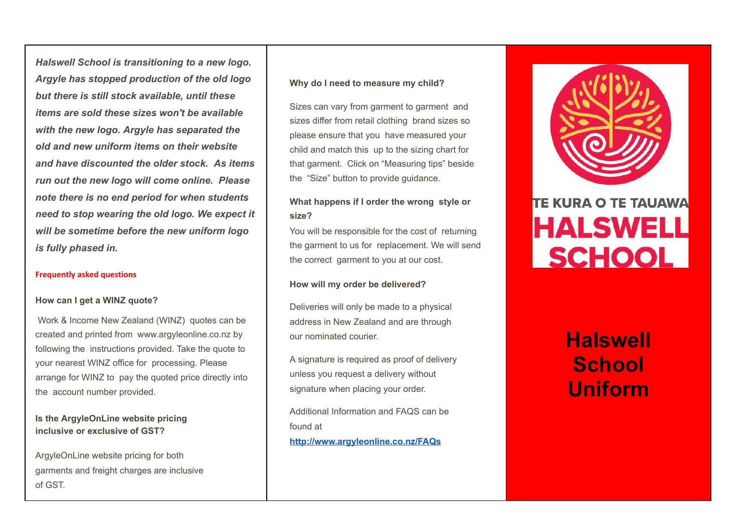***Halswell School is transitioning to a new logo. Argyle has stopped production of the old logo but there is still stock available, until these items are sold these sizes won't be available with the new logo. Argyle has separated the old and new uniform items on their website and have discounted the older stock. As items run out the new logo will come online. Please note there is no end period for when students need to stop wearing the old logo. We expect it will be sometime before the new uniform logo is fully phased in.***

## Frequently asked questions

**How can I get a WINZ quote?**

Work & Income New Zealand (WINZ) quotes can be created and printed from www.argyleonline.co.nz by following the instructions provided. Take the quote to your nearest WINZ office for processing. Please arrange for WINZ to pay the quoted price directly into the account number provided.

**Is the ArgyleOnLine website pricing inclusive or exclusive of GST?**

ArgyleOnLine website pricing for both garments and freight charges are inclusive of GST.

**Why do I need to measure my child?**

Sizes can vary from garment to garment and sizes differ from retail clothing brand sizes so please ensure that you have measured your child and match this up to the sizing chart for that garment. Click on "Measuring tips" beside the "Size" button to provide guidance.

**What happens if I order the wrong style or size?**

You will be responsible for the cost of returning the garment to us for replacement. We will send the correct garment to you at our cost.

**How will my order be delivered?**

Deliveries will only be made to a physical address in New Zealand and are through our nominated courier.

A signature is required as proof of delivery unless you request a delivery without signature when placing your order.

Additional Information and FAQS can be found at

[http://www.argyleonline.co.nz/FAQs](http://www.argyleonline.co.nz/FAQs)

TE KURA O TE TAUAWA

HALSWELL SCHOOL

# Halswell School Uniform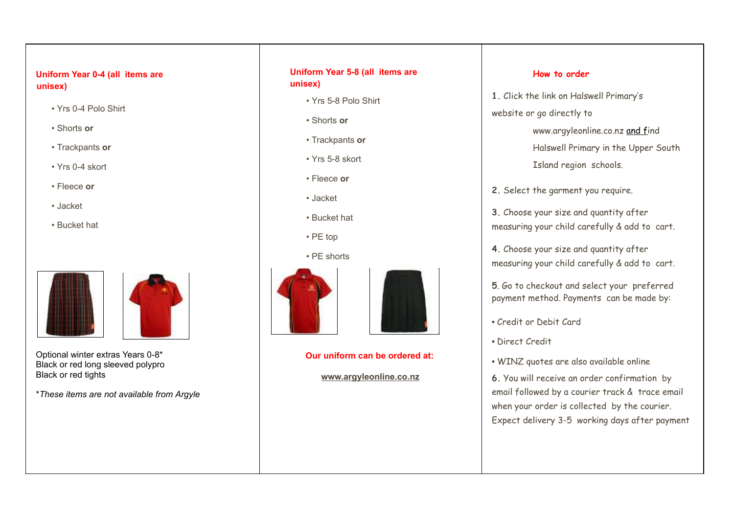## Uniform Year 0-4 (all items are unisex)

- Yrs 0-4 Polo Shirt
- Shorts **or**
- Trackpants **or**
- Yrs 0-4 skort
- Fleece **or**
- Jacket
- Bucket hat

Optional winter extras Years 0-8*
Black or red long sleeved polypro
Black or red tights

**These items are not available from Argyle*

## Uniform Year 5-8 (all items are unisex)

- Yrs 5-8 Polo Shirt
- Shorts **or**
- Trackpants **or**
- Yrs 5-8 skort
- Fleece **or**
- Jacket
- Bucket hat
- PE top
- PE shorts

**Our uniform can be ordered at:**

**www.argyleonline.co.nz**

## How to order

1. Click the link on Halswell Primary's website or go directly to www.argyleonline.co.nz and find Halswell Primary in the Upper South Island region schools.

2. Select the garment you require.

3. Choose your size and quantity after measuring your child carefully & add to cart.

4. Choose your size and quantity after measuring your child carefully & add to cart.

5. Go to checkout and select your preferred payment method. Payments can be made by:

- Credit or Debit Card
- Direct Credit
- WINZ quotes are also available online

6. You will receive an order confirmation by email followed by a courier track & trace email when your order is collected by the courier. Expect delivery 3-5 working days after payment